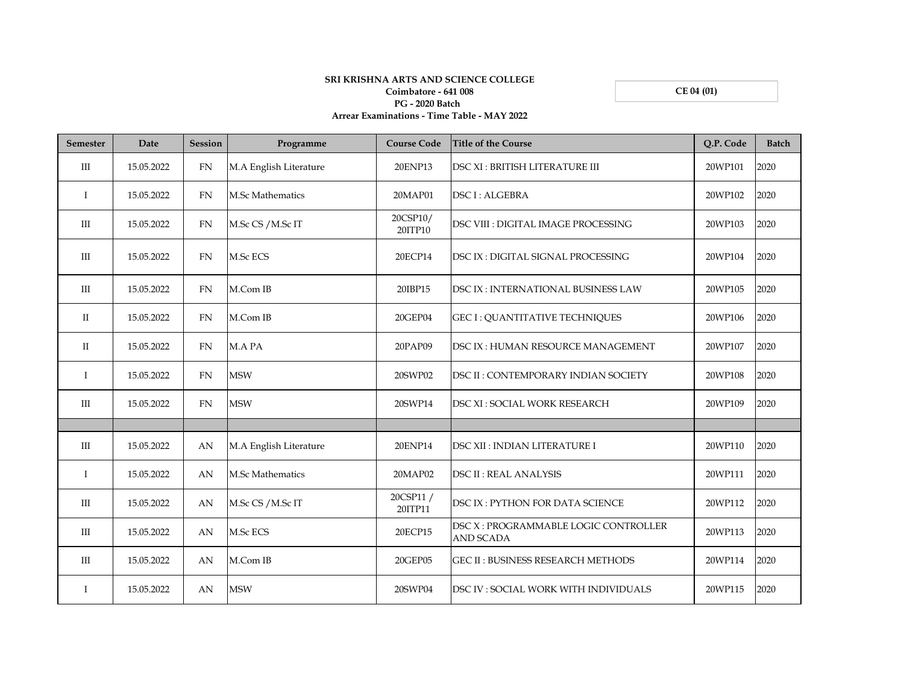**SRI KRISHNA ARTS AND SCIENCE COLLEGE**
**Coimbatore - 641 008**
**PG - 2020 Batch**
**Arrear Examinations - Time Table - MAY 2022**

**CE 04 (01)**

| Semester | Date | Session | Programme | Course Code | Title of the Course | Q.P. Code | Batch |
|---|---|---|---|---|---|---|---|
| III | 15.05.2022 | FN | M.A English Literature | 20ENP13 | DSC XI : BRITISH LITERATURE III | 20WP101 | 2020 |
| I | 15.05.2022 | FN | M.Sc Mathematics | 20MAP01 | DSC I : ALGEBRA | 20WP102 | 2020 |
| III | 15.05.2022 | FN | M.Sc CS /M.Sc IT | 20CSP10/ 20ITP10 | DSC VIII : DIGITAL IMAGE PROCESSING | 20WP103 | 2020 |
| III | 15.05.2022 | FN | M.Sc ECS | 20ECP14 | DSC IX : DIGITAL SIGNAL PROCESSING | 20WP104 | 2020 |
| III | 15.05.2022 | FN | M.Com IB | 20IBP15 | DSC IX : INTERNATIONAL BUSINESS LAW | 20WP105 | 2020 |
| II | 15.05.2022 | FN | M.Com IB | 20GEP04 | GEC I : QUANTITATIVE TECHNIQUES | 20WP106 | 2020 |
| II | 15.05.2022 | FN | M.A PA | 20PAP09 | DSC IX : HUMAN RESOURCE MANAGEMENT | 20WP107 | 2020 |
| I | 15.05.2022 | FN | MSW | 20SWP02 | DSC II : CONTEMPORARY INDIAN SOCIETY | 20WP108 | 2020 |
| III | 15.05.2022 | FN | MSW | 20SWP14 | DSC XI : SOCIAL WORK RESEARCH | 20WP109 | 2020 |
| | | | | | | | |
| III | 15.05.2022 | AN | M.A English Literature | 20ENP14 | DSC XII : INDIAN LITERATURE I | 20WP110 | 2020 |
| I | 15.05.2022 | AN | M.Sc Mathematics | 20MAP02 | DSC II : REAL ANALYSIS | 20WP111 | 2020 |
| III | 15.05.2022 | AN | M.Sc CS /M.Sc IT | 20CSP11 / 20ITP11 | DSC IX : PYTHON FOR DATA SCIENCE | 20WP112 | 2020 |
| III | 15.05.2022 | AN | M.Sc ECS | 20ECP15 | DSC X : PROGRAMMABLE LOGIC CONTROLLER AND SCADA | 20WP113 | 2020 |
| III | 15.05.2022 | AN | M.Com IB | 20GEP05 | GEC II : BUSINESS RESEARCH METHODS | 20WP114 | 2020 |
| I | 15.05.2022 | AN | MSW | 20SWP04 | DSC IV : SOCIAL WORK WITH INDIVIDUALS | 20WP115 | 2020 |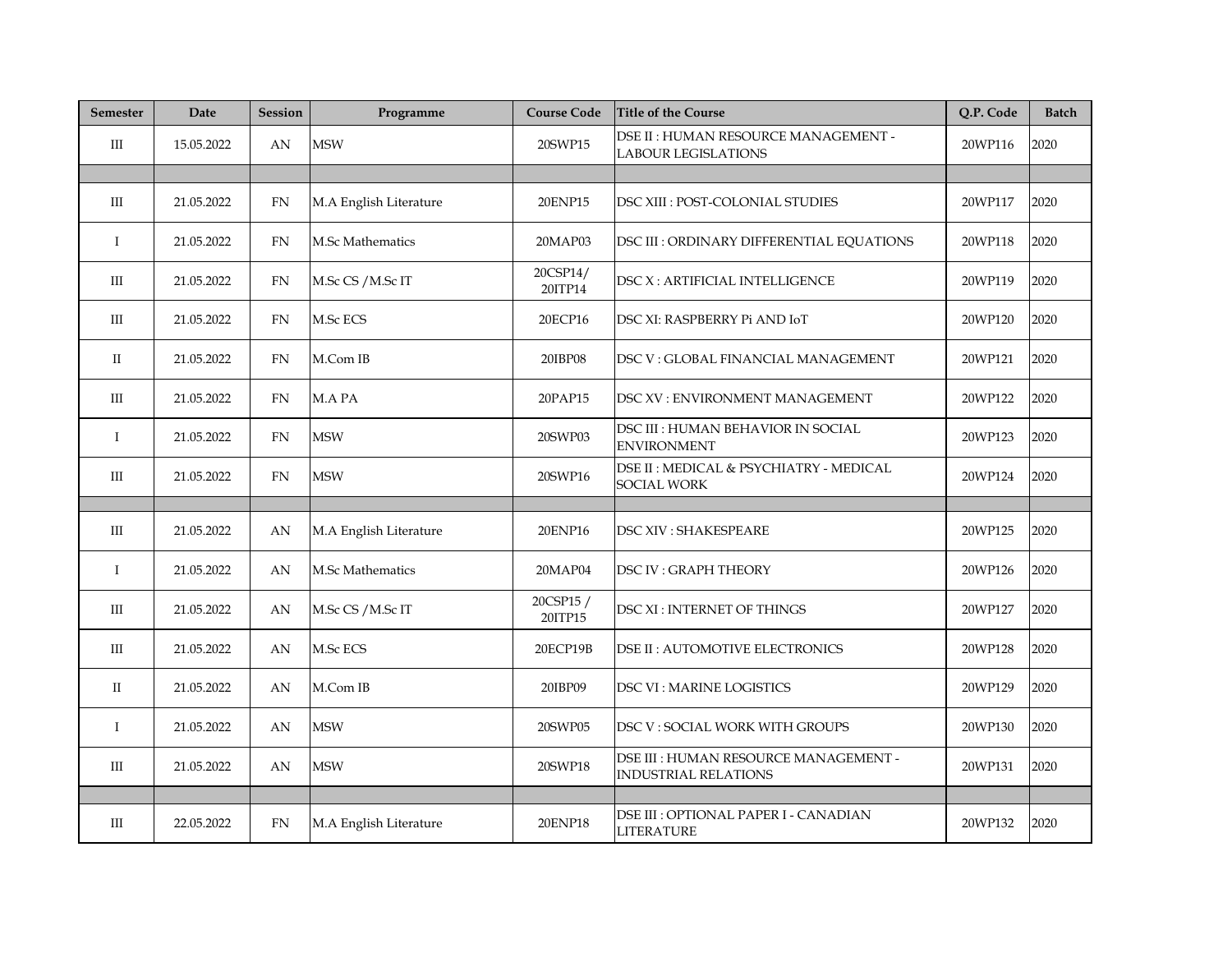| Semester | Date | Session | Programme | Course Code | Title of the Course | Q.P. Code | Batch |
|---|---|---|---|---|---|---|---|
| III | 15.05.2022 | AN | MSW | 20SWP15 | DSE II : HUMAN RESOURCE MANAGEMENT - LABOUR LEGISLATIONS | 20WP116 | 2020 |
| | | | | | | | |
| III | 21.05.2022 | FN | M.A English Literature | 20ENP15 | DSC XIII : POST-COLONIAL STUDIES | 20WP117 | 2020 |
| I | 21.05.2022 | FN | M.Sc Mathematics | 20MAP03 | DSC III : ORDINARY DIFFERENTIAL EQUATIONS | 20WP118 | 2020 |
| III | 21.05.2022 | FN | M.Sc CS /M.Sc IT | 20CSP14/ 20ITP14 | DSC X : ARTIFICIAL INTELLIGENCE | 20WP119 | 2020 |
| III | 21.05.2022 | FN | M.Sc ECS | 20ECP16 | DSC XI: RASPBERRY Pi AND IoT | 20WP120 | 2020 |
| II | 21.05.2022 | FN | M.Com IB | 20IBP08 | DSC V : GLOBAL FINANCIAL MANAGEMENT | 20WP121 | 2020 |
| III | 21.05.2022 | FN | M.A PA | 20PAP15 | DSC XV : ENVIRONMENT MANAGEMENT | 20WP122 | 2020 |
| I | 21.05.2022 | FN | MSW | 20SWP03 | DSC III : HUMAN BEHAVIOR IN SOCIAL ENVIRONMENT | 20WP123 | 2020 |
| III | 21.05.2022 | FN | MSW | 20SWP16 | DSE II : MEDICAL & PSYCHIATRY - MEDICAL SOCIAL WORK | 20WP124 | 2020 |
| | | | | | | | |
| III | 21.05.2022 | AN | M.A English Literature | 20ENP16 | DSC XIV : SHAKESPEARE | 20WP125 | 2020 |
| I | 21.05.2022 | AN | M.Sc Mathematics | 20MAP04 | DSC IV : GRAPH THEORY | 20WP126 | 2020 |
| III | 21.05.2022 | AN | M.Sc CS /M.Sc IT | 20CSP15 / 20ITP15 | DSC XI : INTERNET OF THINGS | 20WP127 | 2020 |
| III | 21.05.2022 | AN | M.Sc ECS | 20ECP19B | DSE II : AUTOMOTIVE ELECTRONICS | 20WP128 | 2020 |
| II | 21.05.2022 | AN | M.Com IB | 20IBP09 | DSC VI : MARINE LOGISTICS | 20WP129 | 2020 |
| I | 21.05.2022 | AN | MSW | 20SWP05 | DSC V : SOCIAL WORK WITH GROUPS | 20WP130 | 2020 |
| III | 21.05.2022 | AN | MSW | 20SWP18 | DSE III : HUMAN RESOURCE MANAGEMENT - INDUSTRIAL RELATIONS | 20WP131 | 2020 |
| | | | | | | | |
| III | 22.05.2022 | FN | M.A English Literature | 20ENP18 | DSE III : OPTIONAL PAPER I - CANADIAN LITERATURE | 20WP132 | 2020 |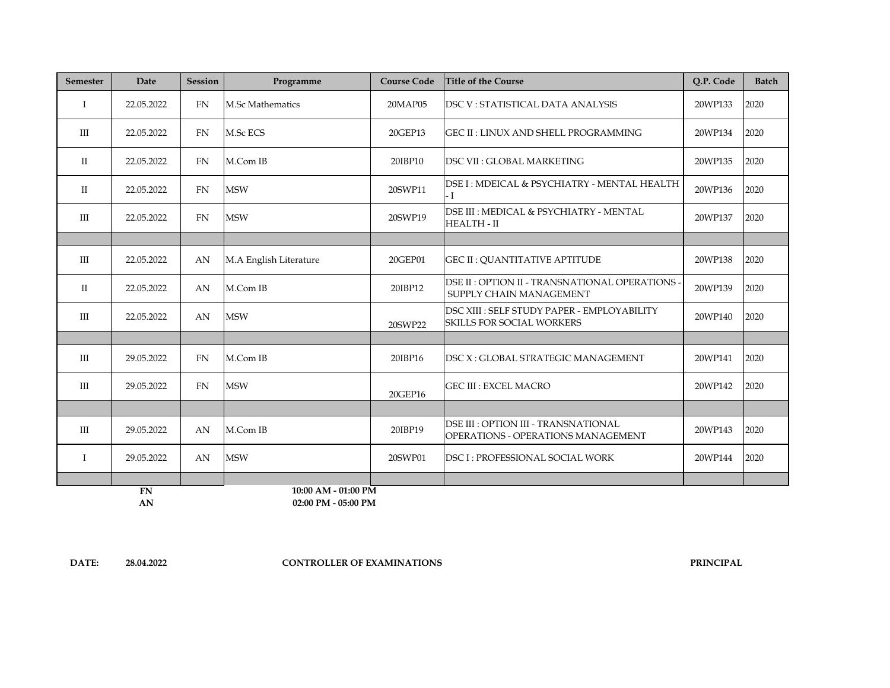| Semester | Date | Session | Programme | Course Code | Title of the Course | Q.P. Code | Batch |
|---|---|---|---|---|---|---|---|
| I | 22.05.2022 | FN | M.Sc Mathematics | 20MAP05 | DSC V : STATISTICAL DATA ANALYSIS | 20WP133 | 2020 |
| III | 22.05.2022 | FN | M.Sc ECS | 20GEP13 | GEC II : LINUX AND SHELL PROGRAMMING | 20WP134 | 2020 |
| II | 22.05.2022 | FN | M.Com IB | 20IBP10 | DSC VII : GLOBAL MARKETING | 20WP135 | 2020 |
| II | 22.05.2022 | FN | MSW | 20SWP11 | DSE I : MDEICAL & PSYCHIATRY - MENTAL HEALTH - I | 20WP136 | 2020 |
| III | 22.05.2022 | FN | MSW | 20SWP19 | DSE III : MEDICAL & PSYCHIATRY - MENTAL HEALTH - II | 20WP137 | 2020 |
| | | | | | | | |
| III | 22.05.2022 | AN | M.A English Literature | 20GEP01 | GEC II : QUANTITATIVE APTITUDE | 20WP138 | 2020 |
| II | 22.05.2022 | AN | M.Com IB | 20IBP12 | DSE II : OPTION II - TRANSNATIONAL OPERATIONS - SUPPLY CHAIN MANAGEMENT | 20WP139 | 2020 |
| III | 22.05.2022 | AN | MSW | 20SWP22 | DSC XIII : SELF STUDY PAPER - EMPLOYABILITY SKILLS FOR SOCIAL WORKERS | 20WP140 | 2020 |
| | | | | | | | |
| III | 29.05.2022 | FN | M.Com IB | 20IBP16 | DSC X : GLOBAL STRATEGIC MANAGEMENT | 20WP141 | 2020 |
| III | 29.05.2022 | FN | MSW | 20GEP16 | GEC III : EXCEL MACRO | 20WP142 | 2020 |
| | | | | | | | |
| III | 29.05.2022 | AN | M.Com IB | 20IBP19 | DSE III : OPTION III - TRANSNATIONAL OPERATIONS - OPERATIONS MANAGEMENT | 20WP143 | 2020 |
| I | 29.05.2022 | AN | MSW | 20SWP01 | DSC I : PROFESSIONAL SOCIAL WORK | 20WP144 | 2020 |
| | | | | | | | |

**FN** **10:00 AM - 01:00 PM**

**AN** **02:00 PM - 05:00 PM**

**DATE:** **28.04.2022** **CONTROLLER OF EXAMINATIONS** **PRINCIPAL**